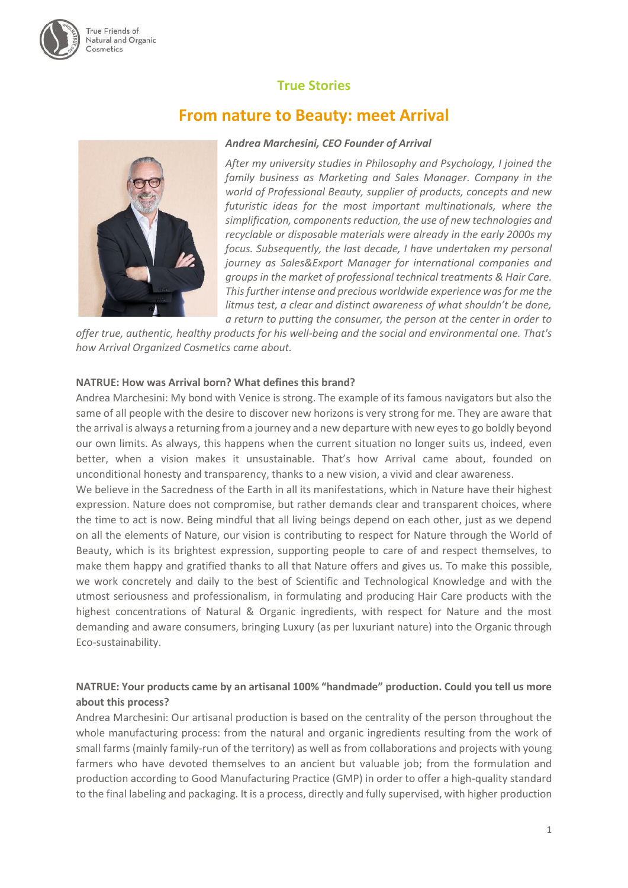## True Stories

# From nature to Beauty: meet Arrival

***Andrea Marchesini, CEO Founder of Arrival***

*After my university studies in Philosophy and Psychology, I joined the family business as Marketing and Sales Manager. Company in the world of Professional Beauty, supplier of products, concepts and new futuristic ideas for the most important multinationals, where the simplification, components reduction, the use of new technologies and recyclable or disposable materials were already in the early 2000s my focus. Subsequently, the last decade, I have undertaken my personal journey as Sales&Export Manager for international companies and groups in the market of professional technical treatments & Hair Care. This further intense and precious worldwide experience was for me the litmus test, a clear and distinct awareness of what shouldn't be done, a return to putting the consumer, the person at the center in order to offer true, authentic, healthy products for his well-being and the social and environmental one. That's how Arrival Organized Cosmetics came about.*

**NATRUE: How was Arrival born? What defines this brand?**

Andrea Marchesini: My bond with Venice is strong. The example of its famous navigators but also the same of all people with the desire to discover new horizons is very strong for me. They are aware that the arrival is always a returning from a journey and a new departure with new eyes to go boldly beyond our own limits. As always, this happens when the current situation no longer suits us, indeed, even better, when a vision makes it unsustainable. That's how Arrival came about, founded on unconditional honesty and transparency, thanks to a new vision, a vivid and clear awareness.

We believe in the Sacredness of the Earth in all its manifestations, which in Nature have their highest expression. Nature does not compromise, but rather demands clear and transparent choices, where the time to act is now. Being mindful that all living beings depend on each other, just as we depend on all the elements of Nature, our vision is contributing to respect for Nature through the World of Beauty, which is its brightest expression, supporting people to care of and respect themselves, to make them happy and gratified thanks to all that Nature offers and gives us. To make this possible, we work concretely and daily to the best of Scientific and Technological Knowledge and with the utmost seriousness and professionalism, in formulating and producing Hair Care products with the highest concentrations of Natural & Organic ingredients, with respect for Nature and the most demanding and aware consumers, bringing Luxury (as per luxuriant nature) into the Organic through Eco-sustainability.

**NATRUE: Your products came by an artisanal 100% "handmade" production. Could you tell us more about this process?**

Andrea Marchesini: Our artisanal production is based on the centrality of the person throughout the whole manufacturing process: from the natural and organic ingredients resulting from the work of small farms (mainly family-run of the territory) as well as from collaborations and projects with young farmers who have devoted themselves to an ancient but valuable job; from the formulation and production according to Good Manufacturing Practice (GMP) in order to offer a high-quality standard to the final labeling and packaging. It is a process, directly and fully supervised, with higher production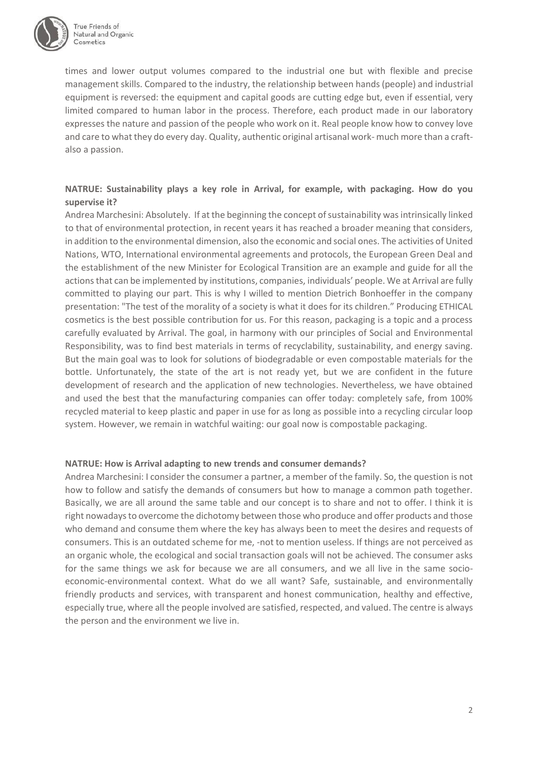times and lower output volumes compared to the industrial one but with flexible and precise management skills. Compared to the industry, the relationship between hands (people) and industrial equipment is reversed: the equipment and capital goods are cutting edge but, even if essential, very limited compared to human labor in the process. Therefore, each product made in our laboratory expresses the nature and passion of the people who work on it. Real people know how to convey love and care to what they do every day. Quality, authentic original artisanal work- much more than a craft- also a passion.

**NATRUE: Sustainability plays a key role in Arrival, for example, with packaging. How do you supervise it?**

Andrea Marchesini: Absolutely. If at the beginning the concept of sustainability was intrinsically linked to that of environmental protection, in recent years it has reached a broader meaning that considers, in addition to the environmental dimension, also the economic and social ones. The activities of United Nations, WTO, International environmental agreements and protocols, the European Green Deal and the establishment of the new Minister for Ecological Transition are an example and guide for all the actions that can be implemented by institutions, companies, individuals' people. We at Arrival are fully committed to playing our part. This is why I willed to mention Dietrich Bonhoeffer in the company presentation: "The test of the morality of a society is what it does for its children." Producing ETHICAL cosmetics is the best possible contribution for us. For this reason, packaging is a topic and a process carefully evaluated by Arrival. The goal, in harmony with our principles of Social and Environmental Responsibility, was to find best materials in terms of recyclability, sustainability, and energy saving. But the main goal was to look for solutions of biodegradable or even compostable materials for the bottle. Unfortunately, the state of the art is not ready yet, but we are confident in the future development of research and the application of new technologies. Nevertheless, we have obtained and used the best that the manufacturing companies can offer today: completely safe, from 100% recycled material to keep plastic and paper in use for as long as possible into a recycling circular loop system. However, we remain in watchful waiting: our goal now is compostable packaging.

**NATRUE: How is Arrival adapting to new trends and consumer demands?**

Andrea Marchesini: I consider the consumer a partner, a member of the family. So, the question is not how to follow and satisfy the demands of consumers but how to manage a common path together. Basically, we are all around the same table and our concept is to share and not to offer. I think it is right nowadays to overcome the dichotomy between those who produce and offer products and those who demand and consume them where the key has always been to meet the desires and requests of consumers. This is an outdated scheme for me, -not to mention useless. If things are not perceived as an organic whole, the ecological and social transaction goals will not be achieved. The consumer asks for the same things we ask for because we are all consumers, and we all live in the same socio-economic-environmental context. What do we all want? Safe, sustainable, and environmentally friendly products and services, with transparent and honest communication, healthy and effective, especially true, where all the people involved are satisfied, respected, and valued. The centre is always the person and the environment we live in.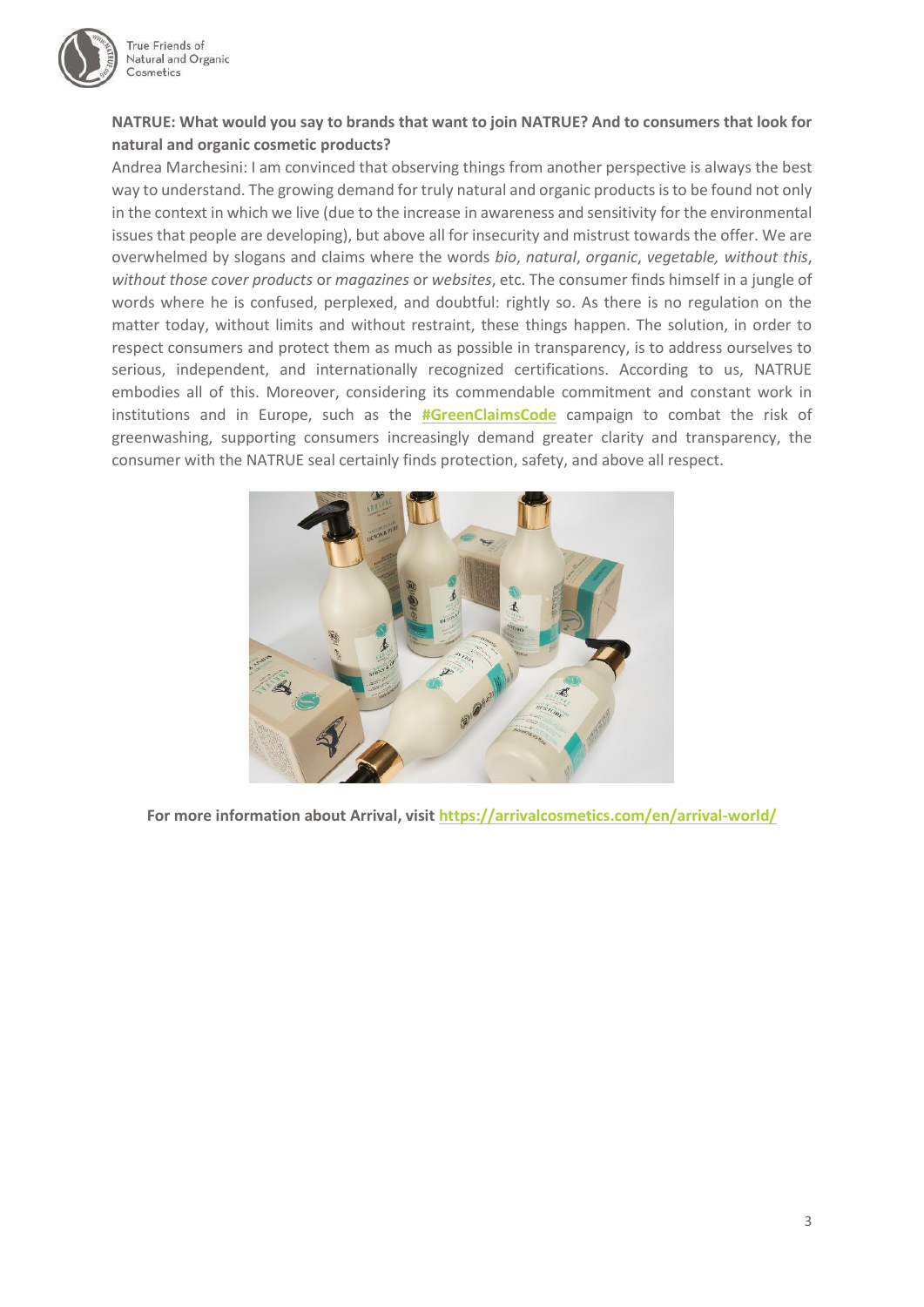**NATRUE: What would you say to brands that want to join NATRUE? And to consumers that look for natural and organic cosmetic products?**

Andrea Marchesini: I am convinced that observing things from another perspective is always the best way to understand. The growing demand for truly natural and organic products is to be found not only in the context in which we live (due to the increase in awareness and sensitivity for the environmental issues that people are developing), but above all for insecurity and mistrust towards the offer. We are overwhelmed by slogans and claims where the words *bio*, *natural*, *organic*, *vegetable, without this*, *without those cover products* or *magazines* or *websites*, etc. The consumer finds himself in a jungle of words where he is confused, perplexed, and doubtful: rightly so. As there is no regulation on the matter today, without limits and without restraint, these things happen. The solution, in order to respect consumers and protect them as much as possible in transparency, is to address ourselves to serious, independent, and internationally recognized certifications. According to us, NATRUE embodies all of this. Moreover, considering its commendable commitment and constant work in institutions and in Europe, such as the **#GreenClaimsCode** campaign to combat the risk of greenwashing, supporting consumers increasingly demand greater clarity and transparency, the consumer with the NATRUE seal certainly finds protection, safety, and above all respect.

**For more information about Arrival, visit https://arrivalcosmetics.com/en/arrival-world/**